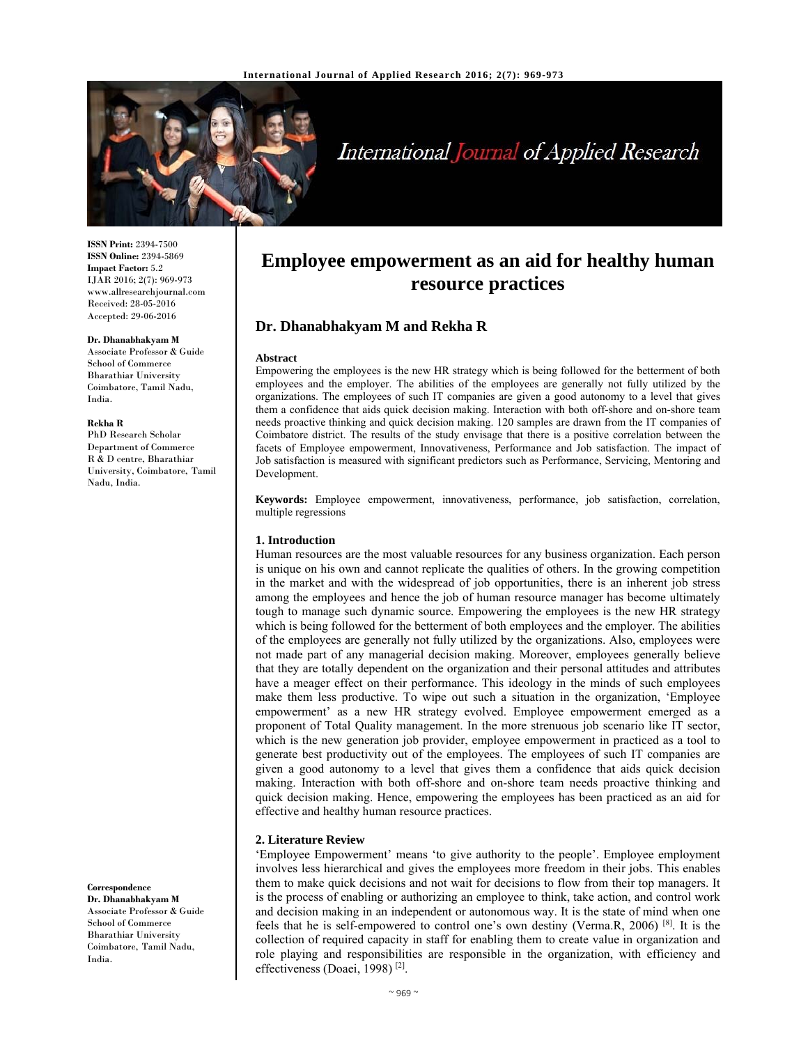# Employee empowerment as an aid for healthy human resource practices

## Dr. Dhanabhakyam M and Rekha R

ISSN Print: 2394-7500
ISSN Online: 2394-5869
Impact Factor: 5.2
IJAR 2016; 2(7): 969-973
www.allresearchjournal.com
Received: 28-05-2016
Accepted: 29-06-2016

**Dr. Dhanabhakyam M**
Associate Professor & Guide
School of Commerce
Bharathiar University
Coimbatore, Tamil Nadu, India.

**Rekha R**
PhD Research Scholar
Department of Commerce
R & D centre, Bharathiar University, Coimbatore, Tamil Nadu, India.

**Correspondence**
**Dr. Dhanabhakyam M**
Associate Professor & Guide
School of Commerce
Bharathiar University
Coimbatore, Tamil Nadu, India.

**Abstract**
Empowering the employees is the new HR strategy which is being followed for the betterment of both employees and the employer. The abilities of the employees are generally not fully utilized by the organizations. The employees of such IT companies are given a good autonomy to a level that gives them a confidence that aids quick decision making. Interaction with both off-shore and on-shore team needs proactive thinking and quick decision making. 120 samples are drawn from the IT companies of Coimbatore district. The results of the study envisage that there is a positive correlation between the facets of Employee empowerment, Innovativeness, Performance and Job satisfaction. The impact of Job satisfaction is measured with significant predictors such as Performance, Servicing, Mentoring and Development.

**Keywords:** Employee empowerment, innovativeness, performance, job satisfaction, correlation, multiple regressions

### 1. Introduction
Human resources are the most valuable resources for any business organization. Each person is unique on his own and cannot replicate the qualities of others. In the growing competition in the market and with the widespread of job opportunities, there is an inherent job stress among the employees and hence the job of human resource manager has become ultimately tough to manage such dynamic source. Empowering the employees is the new HR strategy which is being followed for the betterment of both employees and the employer. The abilities of the employees are generally not fully utilized by the organizations. Also, employees were not made part of any managerial decision making. Moreover, employees generally believe that they are totally dependent on the organization and their personal attitudes and attributes have a meager effect on their performance. This ideology in the minds of such employees make them less productive. To wipe out such a situation in the organization, 'Employee empowerment' as a new HR strategy evolved. Employee empowerment emerged as a proponent of Total Quality management. In the more strenuous job scenario like IT sector, which is the new generation job provider, employee empowerment in practiced as a tool to generate best productivity out of the employees. The employees of such IT companies are given a good autonomy to a level that gives them a confidence that aids quick decision making. Interaction with both off-shore and on-shore team needs proactive thinking and quick decision making. Hence, empowering the employees has been practiced as an aid for effective and healthy human resource practices.

### 2. Literature Review
'Employee Empowerment' means 'to give authority to the people'. Employee employment involves less hierarchical and gives the employees more freedom in their jobs. This enables them to make quick decisions and not wait for decisions to flow from their top managers. It is the process of enabling or authorizing an employee to think, take action, and control work and decision making in an independent or autonomous way. It is the state of mind when one feels that he is self-empowered to control one's own destiny (Verma.R, 2006) [8]. It is the collection of required capacity in staff for enabling them to create value in organization and role playing and responsibilities are responsible in the organization, with efficiency and effectiveness (Doaei, 1998) [2].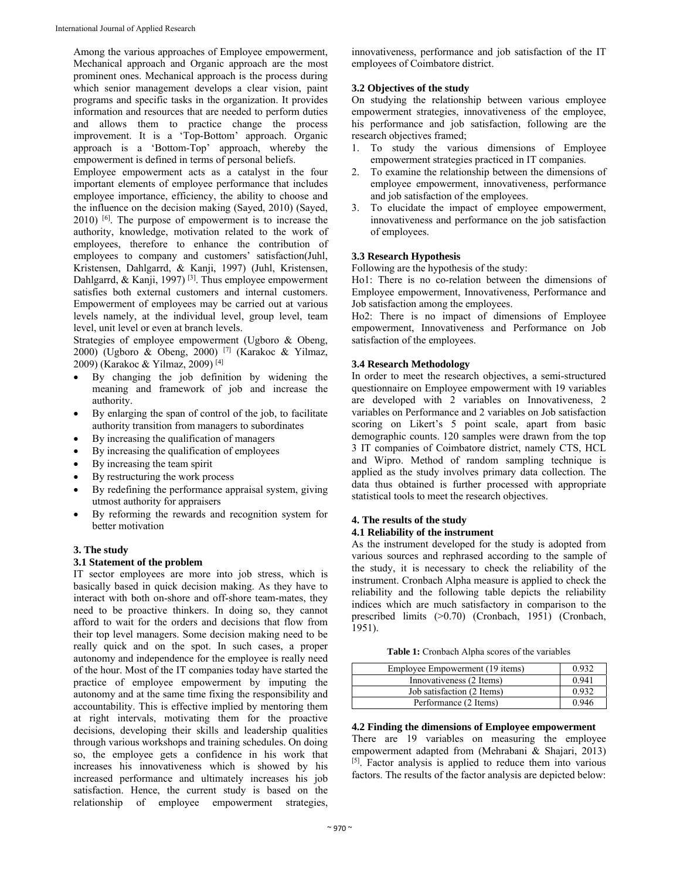Among the various approaches of Employee empowerment, Mechanical approach and Organic approach are the most prominent ones. Mechanical approach is the process during which senior management develops a clear vision, paint programs and specific tasks in the organization. It provides information and resources that are needed to perform duties and allows them to practice change the process improvement. It is a 'Top-Bottom' approach. Organic approach is a 'Bottom-Top' approach, whereby the empowerment is defined in terms of personal beliefs.

Employee empowerment acts as a catalyst in the four important elements of employee performance that includes employee importance, efficiency, the ability to choose and the influence on the decision making (Sayed, 2010) (Sayed, 2010) [6]. The purpose of empowerment is to increase the authority, knowledge, motivation related to the work of employees, therefore to enhance the contribution of employees to company and customers' satisfaction(Juhl, Kristensen, Dahlgarrd, & Kanji, 1997) (Juhl, Kristensen, Dahlgarrd, & Kanji, 1997) [3]. Thus employee empowerment satisfies both external customers and internal customers. Empowerment of employees may be carried out at various levels namely, at the individual level, group level, team level, unit level or even at branch levels.

Strategies of employee empowerment (Ugboro & Obeng, 2000) (Ugboro & Obeng, 2000) [7] (Karakoc & Yilmaz, 2009) (Karakoc & Yilmaz, 2009) [4]

- By changing the job definition by widening the meaning and framework of job and increase the authority.
- By enlarging the span of control of the job, to facilitate authority transition from managers to subordinates
- By increasing the qualification of managers
- By increasing the qualification of employees
- By increasing the team spirit
- By restructuring the work process
- By redefining the performance appraisal system, giving utmost authority for appraisers
- By reforming the rewards and recognition system for better motivation

## 3. The study

### 3.1 Statement of the problem

IT sector employees are more into job stress, which is basically based in quick decision making. As they have to interact with both on-shore and off-shore team-mates, they need to be proactive thinkers. In doing so, they cannot afford to wait for the orders and decisions that flow from their top level managers. Some decision making need to be really quick and on the spot. In such cases, a proper autonomy and independence for the employee is really need of the hour. Most of the IT companies today have started the practice of employee empowerment by imputing the autonomy and at the same time fixing the responsibility and accountability. This is effective implied by mentoring them at right intervals, motivating them for the proactive decisions, developing their skills and leadership qualities through various workshops and training schedules. On doing so, the employee gets a confidence in his work that increases his innovativeness which is showed by his increased performance and ultimately increases his job satisfaction. Hence, the current study is based on the relationship of employee empowerment strategies, innovativeness, performance and job satisfaction of the IT employees of Coimbatore district.

### 3.2 Objectives of the study

On studying the relationship between various employee empowerment strategies, innovativeness of the employee, his performance and job satisfaction, following are the research objectives framed;

1. To study the various dimensions of Employee empowerment strategies practiced in IT companies.
2. To examine the relationship between the dimensions of employee empowerment, innovativeness, performance and job satisfaction of the employees.
3. To elucidate the impact of employee empowerment, innovativeness and performance on the job satisfaction of employees.

### 3.3 Research Hypothesis

Following are the hypothesis of the study:

Ho1: There is no co-relation between the dimensions of Employee empowerment, Innovativeness, Performance and Job satisfaction among the employees.

Ho2: There is no impact of dimensions of Employee empowerment, Innovativeness and Performance on Job satisfaction of the employees.

### 3.4 Research Methodology

In order to meet the research objectives, a semi-structured questionnaire on Employee empowerment with 19 variables are developed with 2 variables on Innovativeness, 2 variables on Performance and 2 variables on Job satisfaction scoring on Likert's 5 point scale, apart from basic demographic counts. 120 samples were drawn from the top 3 IT companies of Coimbatore district, namely CTS, HCL and Wipro. Method of random sampling technique is applied as the study involves primary data collection. The data thus obtained is further processed with appropriate statistical tools to meet the research objectives.

## 4. The results of the study

### 4.1 Reliability of the instrument

As the instrument developed for the study is adopted from various sources and rephrased according to the sample of the study, it is necessary to check the reliability of the instrument. Cronbach Alpha measure is applied to check the reliability and the following table depicts the reliability indices which are much satisfactory in comparison to the prescribed limits (>0.70) (Cronbach, 1951) (Cronbach, 1951).

**Table 1:** Cronbach Alpha scores of the variables

| Variable | Alpha |
|---|---|
| Employee Empowerment (19 items) | 0.932 |
| Innovativeness (2 Items) | 0.941 |
| Job satisfaction (2 Items) | 0.932 |
| Performance (2 Items) | 0.946 |

### 4.2 Finding the dimensions of Employee empowerment

There are 19 variables on measuring the employee empowerment adapted from (Mehrabani & Shajari, 2013) [5]. Factor analysis is applied to reduce them into various factors. The results of the factor analysis are depicted below: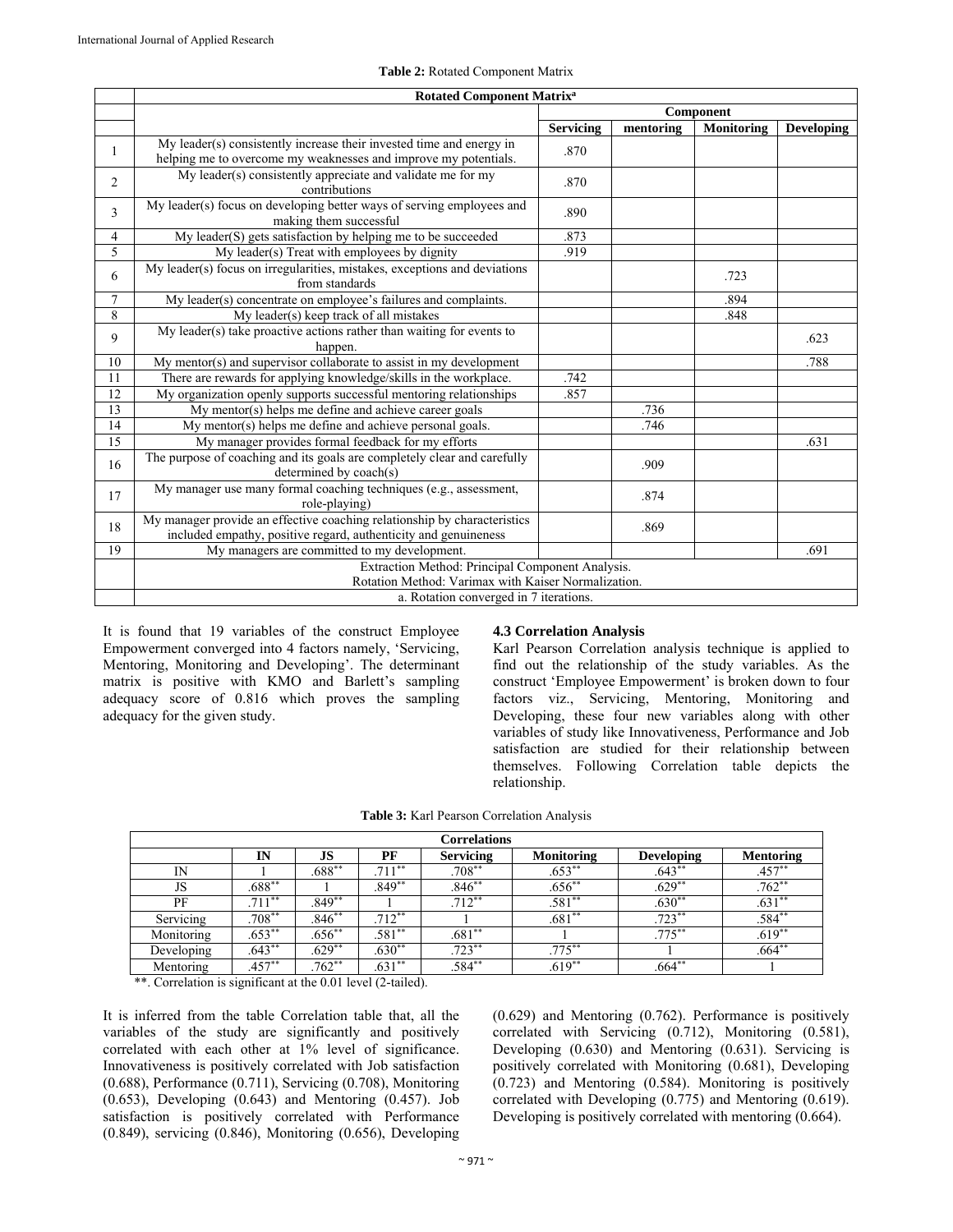**Table 2:** Rotated Component Matrix

| | Rotated Component Matrix[a] | | | | |
|---|---|---|---|---|---|
| | | Component | | | |
| | | Servicing | mentoring | Monitoring | Developing |
| 1 | My leader(s) consistently increase their invested time and energy in helping me to overcome my weaknesses and improve my potentials. | .870 | | | |
| 2 | My leader(s) consistently appreciate and validate me for my contributions | .870 | | | |
| 3 | My leader(s) focus on developing better ways of serving employees and making them successful | .890 | | | |
| 4 | My leader(S) gets satisfaction by helping me to be succeeded | .873 | | | |
| 5 | My leader(s) Treat with employees by dignity | .919 | | | |
| 6 | My leader(s) focus on irregularities, mistakes, exceptions and deviations from standards | | | .723 | |
| 7 | My leader(s) concentrate on employee's failures and complaints. | | | .894 | |
| 8 | My leader(s) keep track of all mistakes | | | .848 | |
| 9 | My leader(s) take proactive actions rather than waiting for events to happen. | | | | .623 |
| 10 | My mentor(s) and supervisor collaborate to assist in my development | | | | .788 |
| 11 | There are rewards for applying knowledge/skills in the workplace. | .742 | | | |
| 12 | My organization openly supports successful mentoring relationships | .857 | | | |
| 13 | My mentor(s) helps me define and achieve career goals | | .736 | | |
| 14 | My mentor(s) helps me define and achieve personal goals. | | .746 | | |
| 15 | My manager provides formal feedback for my efforts | | | | .631 |
| 16 | The purpose of coaching and its goals are completely clear and carefully determined by coach(s) | | .909 | | |
| 17 | My manager use many formal coaching techniques (e.g., assessment, role-playing) | | .874 | | |
| 18 | My manager provide an effective coaching relationship by characteristics included empathy, positive regard, authenticity and genuineness | | .869 | | |
| 19 | My managers are committed to my development. | | | | .691 |
| | Extraction Method: Principal Component Analysis. Rotation Method: Varimax with Kaiser Normalization. | | | | |
| | a. Rotation converged in 7 iterations. | | | | |

It is found that 19 variables of the construct Employee Empowerment converged into 4 factors namely, 'Servicing, Mentoring, Monitoring and Developing'. The determinant matrix is positive with KMO and Barlett's sampling adequacy score of 0.816 which proves the sampling adequacy for the given study.

### 4.3 Correlation Analysis

Karl Pearson Correlation analysis technique is applied to find out the relationship of the study variables. As the construct 'Employee Empowerment' is broken down to four factors viz., Servicing, Mentoring, Monitoring and Developing, these four new variables along with other variables of study like Innovativeness, Performance and Job satisfaction are studied for their relationship between themselves. Following Correlation table depicts the relationship.

**Table 3:** Karl Pearson Correlation Analysis

| Correlations | | | | | | | |
|---|---|---|---|---|---|---|---|
| | IN | JS | PF | Servicing | Monitoring | Developing | Mentoring |
| IN | 1 | .688** | .711** | .708** | .653** | .643** | .457** |
| JS | .688** | 1 | .849** | .846** | .656** | .629** | .762** |
| PF | .711** | .849** | 1 | .712** | .581** | .630** | .631** |
| Servicing | .708** | .846** | .712** | 1 | .681** | .723** | .584** |
| Monitoring | .653** | .656** | .581** | .681** | 1 | .775** | .619** |
| Developing | .643** | .629** | .630** | .723** | .775** | 1 | .664** |
| Mentoring | .457** | .762** | .631** | .584** | .619** | .664** | 1 |

**. Correlation is significant at the 0.01 level (2-tailed).

It is inferred from the table Correlation table that, all the variables of the study are significantly and positively correlated with each other at 1% level of significance. Innovativeness is positively correlated with Job satisfaction (0.688), Performance (0.711), Servicing (0.708), Monitoring (0.653), Developing (0.643) and Mentoring (0.457). Job satisfaction is positively correlated with Performance (0.849), servicing (0.846), Monitoring (0.656), Developing (0.629) and Mentoring (0.762). Performance is positively correlated with Servicing (0.712), Monitoring (0.581), Developing (0.630) and Mentoring (0.631). Servicing is positively correlated with Monitoring (0.681), Developing (0.723) and Mentoring (0.584). Monitoring is positively correlated with Developing (0.775) and Mentoring (0.619). Developing is positively correlated with mentoring (0.664).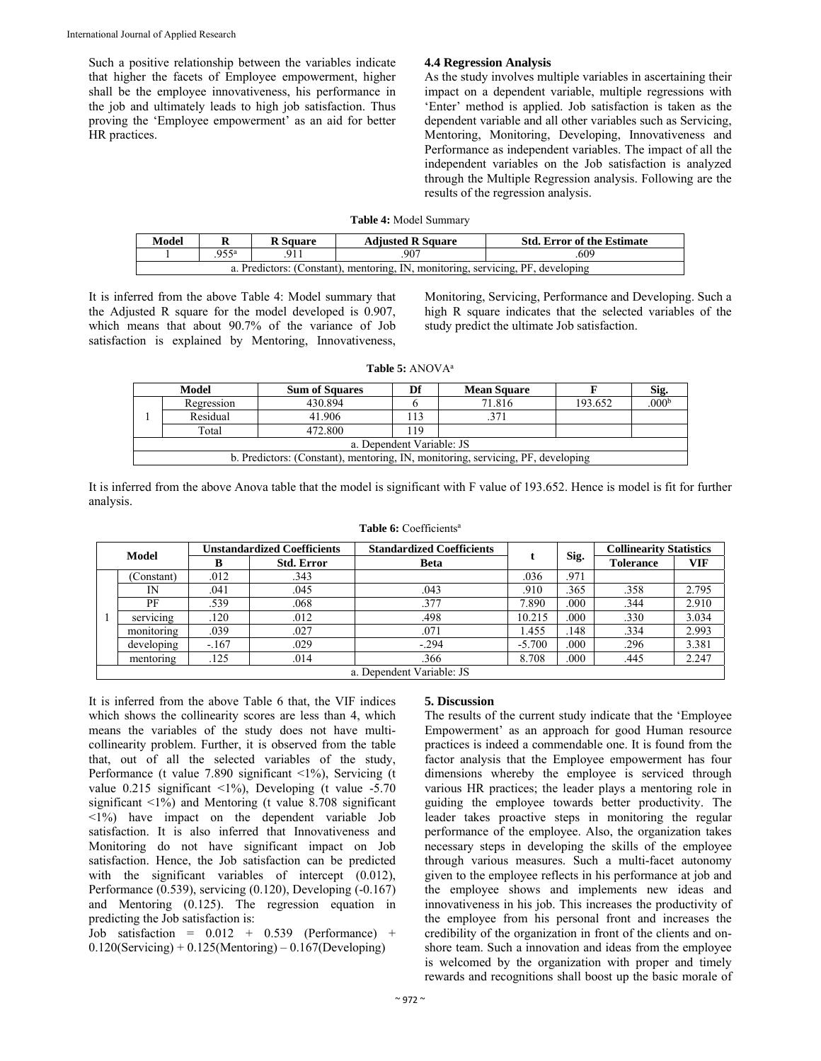Such a positive relationship between the variables indicate that higher the facets of Employee empowerment, higher shall be the employee innovativeness, his performance in the job and ultimately leads to high job satisfaction. Thus proving the 'Employee empowerment' as an aid for better HR practices.

### 4.4 Regression Analysis

As the study involves multiple variables in ascertaining their impact on a dependent variable, multiple regressions with 'Enter' method is applied. Job satisfaction is taken as the dependent variable and all other variables such as Servicing, Mentoring, Monitoring, Developing, Innovativeness and Performance as independent variables. The impact of all the independent variables on the Job satisfaction is analyzed through the Multiple Regression analysis. Following are the results of the regression analysis.

**Table 4:** Model Summary

| Model | R | R Square | Adjusted R Square | Std. Error of the Estimate |
|---|---|---|---|---|
| 1 | .955[a] | .911 | .907 | .609 |
| a. Predictors: (Constant), mentoring, IN, monitoring, servicing, PF, developing | | | | |

It is inferred from the above Table 4: Model summary that the Adjusted R square for the model developed is 0.907, which means that about 90.7% of the variance of Job satisfaction is explained by Mentoring, Innovativeness, Monitoring, Servicing, Performance and Developing. Such a high R square indicates that the selected variables of the study predict the ultimate Job satisfaction.

**Table 5:** ANOVA[a]

| Model | | Sum of Squares | Df | Mean Square | F | Sig. |
|---|---|---|---|---|---|---|
| 1 | Regression | 430.894 | 6 | 71.816 | 193.652 | .000[b] |
| | Residual | 41.906 | 113 | .371 | | |
| | Total | 472.800 | 119 | | | |
| a. Dependent Variable: JS | | | | | | |
| b. Predictors: (Constant), mentoring, IN, monitoring, servicing, PF, developing | | | | | | |

It is inferred from the above Anova table that the model is significant with F value of 193.652. Hence is model is fit for further analysis.

**Table 6:** Coefficients[a]

| Model | | Unstandardized Coefficients | | Standardized Coefficients | t | Sig. | Collinearity Statistics | |
|---|---|---|---|---|---|---|---|---|
| | | B | Std. Error | Beta | | | Tolerance | VIF |
| 1 | (Constant) | .012 | .343 | | .036 | .971 | | |
| | IN | .041 | .045 | .043 | .910 | .365 | .358 | 2.795 |
| | PF | .539 | .068 | .377 | 7.890 | .000 | .344 | 2.910 |
| | servicing | .120 | .012 | .498 | 10.215 | .000 | .330 | 3.034 |
| | monitoring | .039 | .027 | .071 | 1.455 | .148 | .334 | 2.993 |
| | developing | -.167 | .029 | -.294 | -5.700 | .000 | .296 | 3.381 |
| | mentoring | .125 | .014 | .366 | 8.708 | .000 | .445 | 2.247 |
| a. Dependent Variable: JS | | | | | | | | |

It is inferred from the above Table 6 that, the VIF indices which shows the collinearity scores are less than 4, which means the variables of the study does not have multi-collinearity problem. Further, it is observed from the table that, out of all the selected variables of the study, Performance (t value 7.890 significant <1%), Servicing (t value 0.215 significant <1%), Developing (t value -5.70 significant <1%) and Mentoring (t value 8.708 significant <1%) have impact on the dependent variable Job satisfaction. It is also inferred that Innovativeness and Monitoring do not have significant impact on Job satisfaction. Hence, the Job satisfaction can be predicted with the significant variables of intercept (0.012), Performance (0.539), servicing (0.120), Developing (-0.167) and Mentoring (0.125). The regression equation in predicting the Job satisfaction is:

Job satisfaction = 0.012 + 0.539 (Performance) + 0.120(Servicing) + 0.125(Mentoring) – 0.167(Developing)

## 5. Discussion

The results of the current study indicate that the 'Employee Empowerment' as an approach for good Human resource practices is indeed a commendable one. It is found from the factor analysis that the Employee empowerment has four dimensions whereby the employee is serviced through various HR practices; the leader plays a mentoring role in guiding the employee towards better productivity. The leader takes proactive steps in monitoring the regular performance of the employee. Also, the organization takes necessary steps in developing the skills of the employee through various measures. Such a multi-facet autonomy given to the employee reflects in his performance at job and the employee shows and implements new ideas and innovativeness in his job. This increases the productivity of the employee from his personal front and increases the credibility of the organization in front of the clients and on-shore team. Such a innovation and ideas from the employee is welcomed by the organization with proper and timely rewards and recognitions shall boost up the basic morale of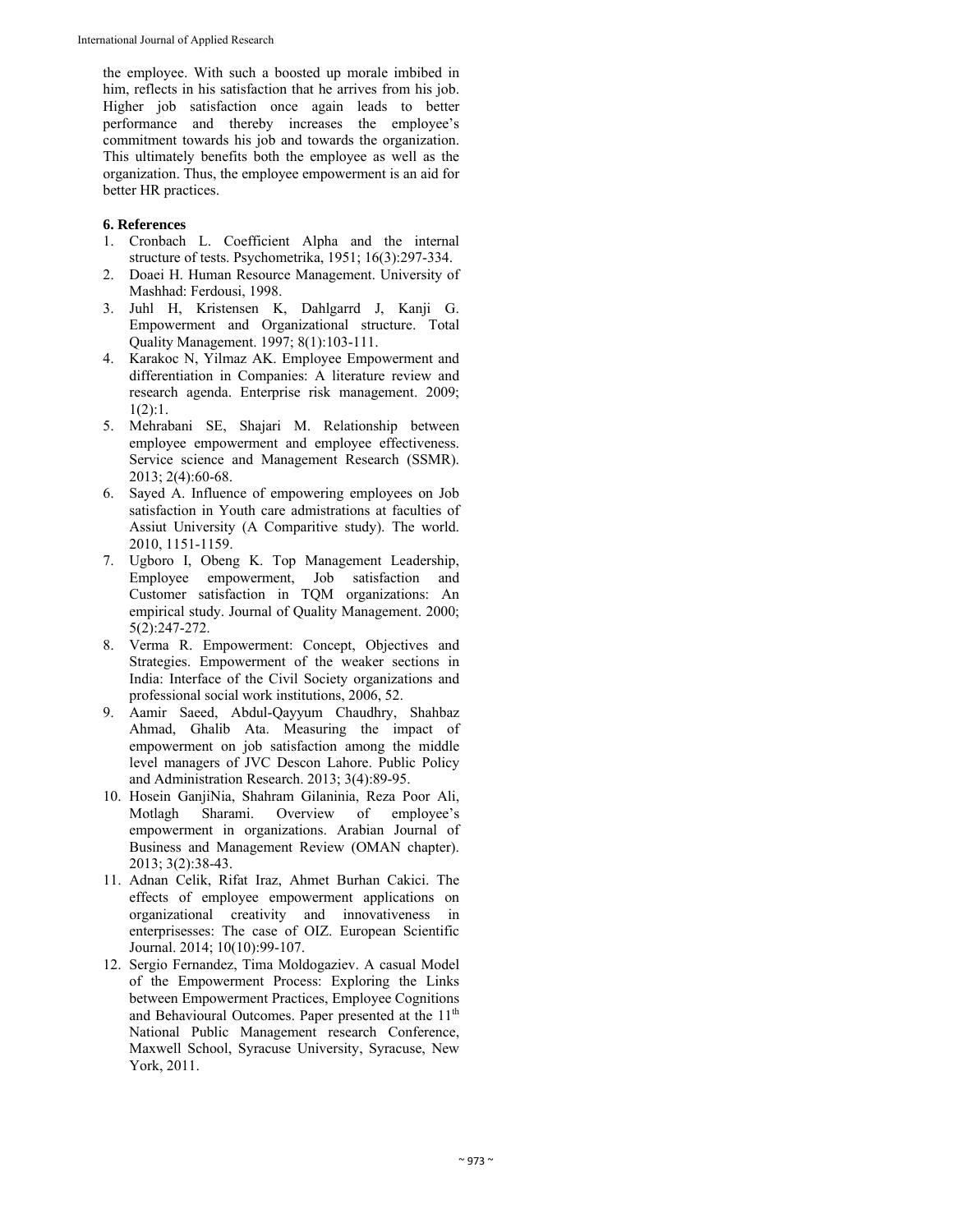the employee. With such a boosted up morale imbibed in him, reflects in his satisfaction that he arrives from his job. Higher job satisfaction once again leads to better performance and thereby increases the employee's commitment towards his job and towards the organization. This ultimately benefits both the employee as well as the organization. Thus, the employee empowerment is an aid for better HR practices.

## 6. References

1. Cronbach L. Coefficient Alpha and the internal structure of tests. Psychometrika, 1951; 16(3):297-334.
2. Doaei H. Human Resource Management. University of Mashhad: Ferdousi, 1998.
3. Juhl H, Kristensen K, Dahlgarrd J, Kanji G. Empowerment and Organizational structure. Total Quality Management. 1997; 8(1):103-111.
4. Karakoc N, Yilmaz AK. Employee Empowerment and differentiation in Companies: A literature review and research agenda. Enterprise risk management. 2009; 1(2):1.
5. Mehrabani SE, Shajari M. Relationship between employee empowerment and employee effectiveness. Service science and Management Research (SSMR). 2013; 2(4):60-68.
6. Sayed A. Influence of empowering employees on Job satisfaction in Youth care admistrations at faculties of Assiut University (A Comparitive study). The world. 2010, 1151-1159.
7. Ugboro I, Obeng K. Top Management Leadership, Employee empowerment, Job satisfaction and Customer satisfaction in TQM organizations: An empirical study. Journal of Quality Management. 2000; 5(2):247-272.
8. Verma R. Empowerment: Concept, Objectives and Strategies. Empowerment of the weaker sections in India: Interface of the Civil Society organizations and professional social work institutions, 2006, 52.
9. Aamir Saeed, Abdul-Qayyum Chaudhry, Shahbaz Ahmad, Ghalib Ata. Measuring the impact of empowerment on job satisfaction among the middle level managers of JVC Descon Lahore. Public Policy and Administration Research. 2013; 3(4):89-95.
10. Hosein GanjiNia, Shahram Gilaninia, Reza Poor Ali, Motlagh Sharami. Overview of employee's empowerment in organizations. Arabian Journal of Business and Management Review (OMAN chapter). 2013; 3(2):38-43.
11. Adnan Celik, Rifat Iraz, Ahmet Burhan Cakici. The effects of employee empowerment applications on organizational creativity and innovativeness in enterprisesses: The case of OIZ. European Scientific Journal. 2014; 10(10):99-107.
12. Sergio Fernandez, Tima Moldogaziev. A casual Model of the Empowerment Process: Exploring the Links between Empowerment Practices, Employee Cognitions and Behavioural Outcomes. Paper presented at the 11th National Public Management research Conference, Maxwell School, Syracuse University, Syracuse, New York, 2011.